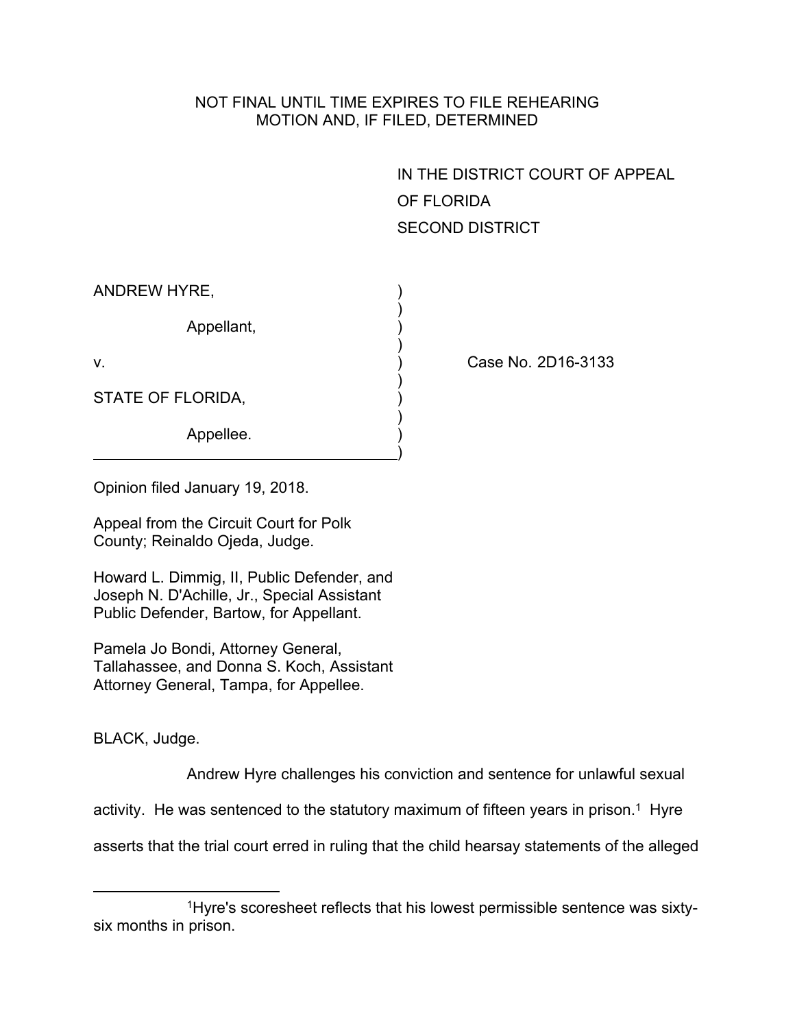NOT FINAL UNTIL TIME EXPIRES TO FILE REHEARING
MOTION AND, IF FILED, DETERMINED

IN THE DISTRICT COURT OF APPEAL
OF FLORIDA
SECOND DISTRICT

ANDREW HYRE,

Appellant,

v.

STATE OF FLORIDA,

Appellee.

Case No. 2D16-3133

Opinion filed January 19, 2018.

Appeal from the Circuit Court for Polk County; Reinaldo Ojeda, Judge.

Howard L. Dimmig, II, Public Defender, and Joseph N. D'Achille, Jr., Special Assistant Public Defender, Bartow, for Appellant.

Pamela Jo Bondi, Attorney General, Tallahassee, and Donna S. Koch, Assistant Attorney General, Tampa, for Appellee.

BLACK, Judge.

Andrew Hyre challenges his conviction and sentence for unlawful sexual activity. He was sentenced to the statutory maximum of fifteen years in prison.[1] Hyre asserts that the trial court erred in ruling that the child hearsay statements of the alleged

[1]Hyre's scoresheet reflects that his lowest permissible sentence was sixty-six months in prison.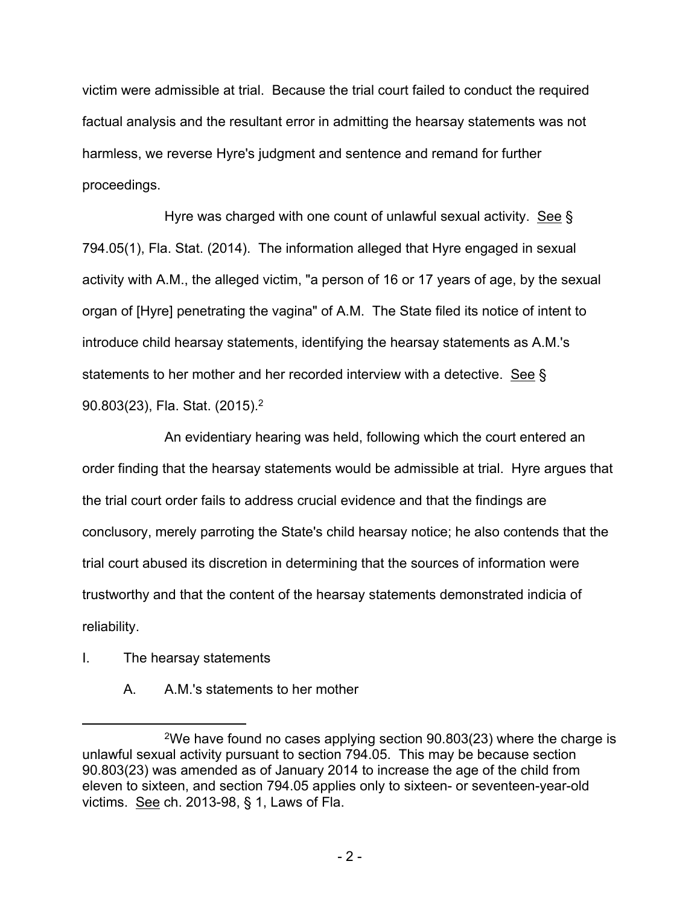victim were admissible at trial. Because the trial court failed to conduct the required factual analysis and the resultant error in admitting the hearsay statements was not harmless, we reverse Hyre's judgment and sentence and remand for further proceedings.

Hyre was charged with one count of unlawful sexual activity. See § 794.05(1), Fla. Stat. (2014). The information alleged that Hyre engaged in sexual activity with A.M., the alleged victim, "a person of 16 or 17 years of age, by the sexual organ of [Hyre] penetrating the vagina" of A.M. The State filed its notice of intent to introduce child hearsay statements, identifying the hearsay statements as A.M.'s statements to her mother and her recorded interview with a detective. See § 90.803(23), Fla. Stat. (2015).[2]

An evidentiary hearing was held, following which the court entered an order finding that the hearsay statements would be admissible at trial. Hyre argues that the trial court order fails to address crucial evidence and that the findings are conclusory, merely parroting the State's child hearsay notice; he also contends that the trial court abused its discretion in determining that the sources of information were trustworthy and that the content of the hearsay statements demonstrated indicia of reliability.

I. The hearsay statements

A. A.M.'s statements to her mother

[2] We have found no cases applying section 90.803(23) where the charge is unlawful sexual activity pursuant to section 794.05. This may be because section 90.803(23) was amended as of January 2014 to increase the age of the child from eleven to sixteen, and section 794.05 applies only to sixteen- or seventeen-year-old victims. See ch. 2013-98, § 1, Laws of Fla.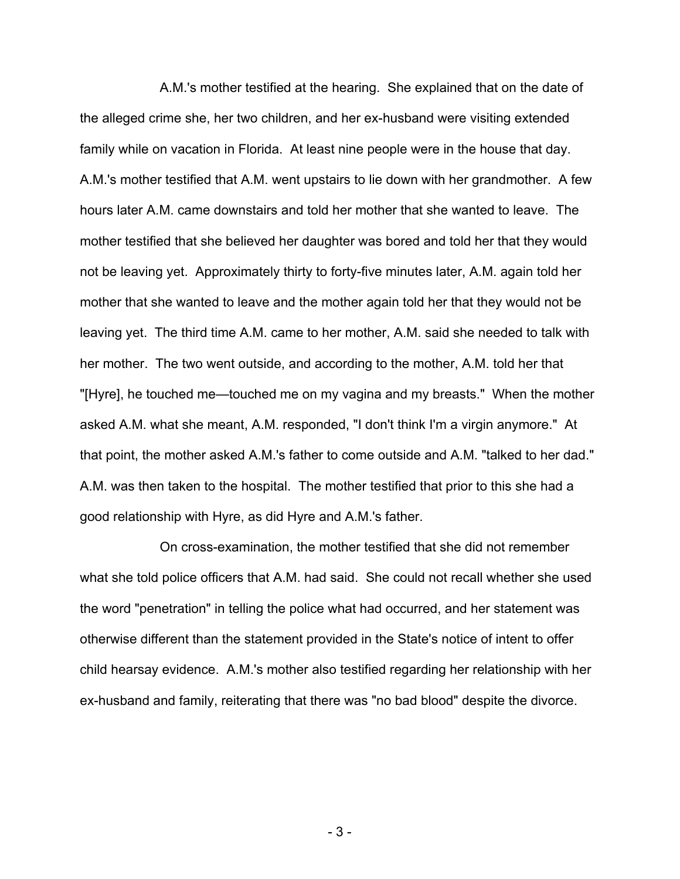A.M.'s mother testified at the hearing. She explained that on the date of the alleged crime she, her two children, and her ex-husband were visiting extended family while on vacation in Florida. At least nine people were in the house that day. A.M.'s mother testified that A.M. went upstairs to lie down with her grandmother. A few hours later A.M. came downstairs and told her mother that she wanted to leave. The mother testified that she believed her daughter was bored and told her that they would not be leaving yet. Approximately thirty to forty-five minutes later, A.M. again told her mother that she wanted to leave and the mother again told her that they would not be leaving yet. The third time A.M. came to her mother, A.M. said she needed to talk with her mother. The two went outside, and according to the mother, A.M. told her that "[Hyre], he touched me—touched me on my vagina and my breasts." When the mother asked A.M. what she meant, A.M. responded, "I don't think I'm a virgin anymore." At that point, the mother asked A.M.'s father to come outside and A.M. "talked to her dad." A.M. was then taken to the hospital. The mother testified that prior to this she had a good relationship with Hyre, as did Hyre and A.M.'s father.

On cross-examination, the mother testified that she did not remember what she told police officers that A.M. had said. She could not recall whether she used the word "penetration" in telling the police what had occurred, and her statement was otherwise different than the statement provided in the State's notice of intent to offer child hearsay evidence. A.M.'s mother also testified regarding her relationship with her ex-husband and family, reiterating that there was "no bad blood" despite the divorce.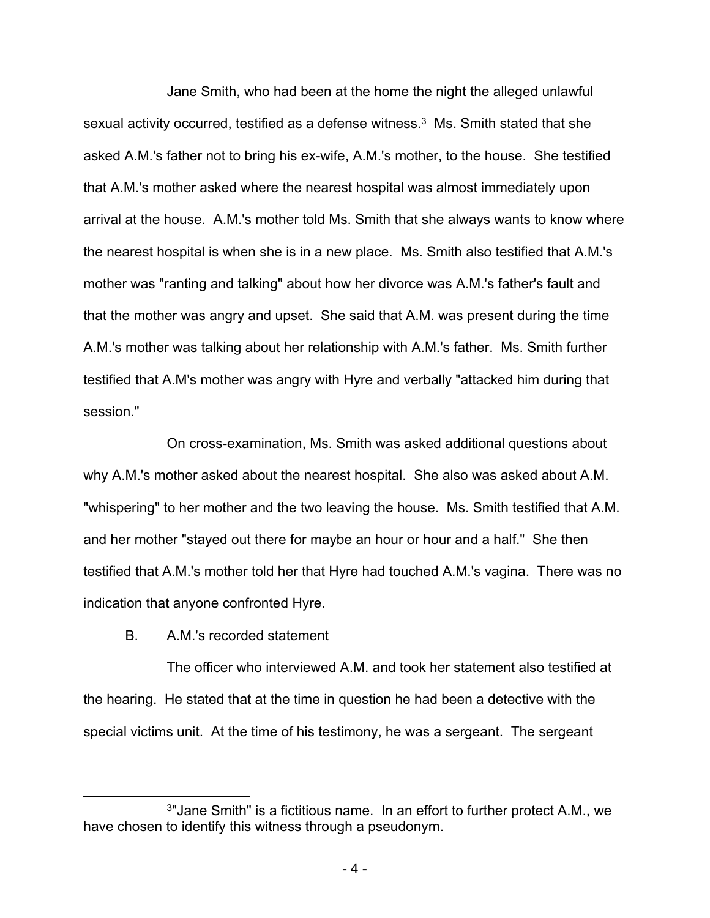Jane Smith, who had been at the home the night the alleged unlawful sexual activity occurred, testified as a defense witness.[3] Ms. Smith stated that she asked A.M.'s father not to bring his ex-wife, A.M.'s mother, to the house. She testified that A.M.'s mother asked where the nearest hospital was almost immediately upon arrival at the house. A.M.'s mother told Ms. Smith that she always wants to know where the nearest hospital is when she is in a new place. Ms. Smith also testified that A.M.'s mother was "ranting and talking" about how her divorce was A.M.'s father's fault and that the mother was angry and upset. She said that A.M. was present during the time A.M.'s mother was talking about her relationship with A.M.'s father. Ms. Smith further testified that A.M's mother was angry with Hyre and verbally "attacked him during that session."

On cross-examination, Ms. Smith was asked additional questions about why A.M.'s mother asked about the nearest hospital. She also was asked about A.M. "whispering" to her mother and the two leaving the house. Ms. Smith testified that A.M. and her mother "stayed out there for maybe an hour or hour and a half." She then testified that A.M.'s mother told her that Hyre had touched A.M.'s vagina. There was no indication that anyone confronted Hyre.

B. A.M.'s recorded statement

The officer who interviewed A.M. and took her statement also testified at the hearing. He stated that at the time in question he had been a detective with the special victims unit. At the time of his testimony, he was a sergeant. The sergeant

---

[3]"Jane Smith" is a fictitious name. In an effort to further protect A.M., we have chosen to identify this witness through a pseudonym.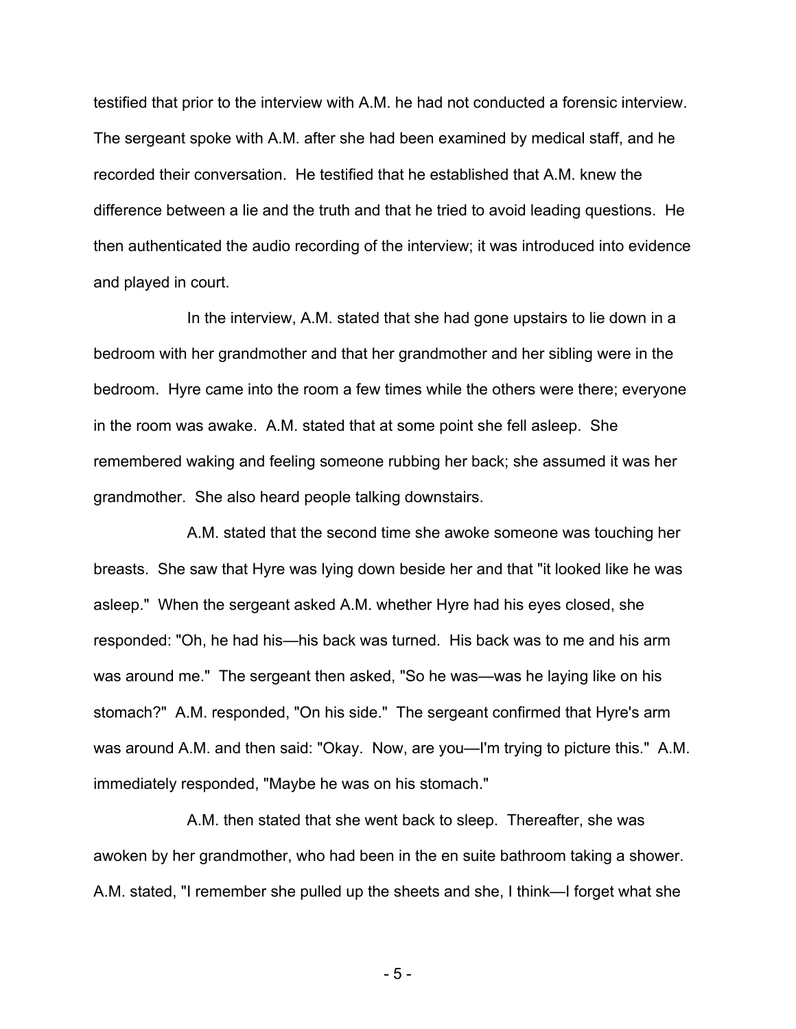testified that prior to the interview with A.M. he had not conducted a forensic interview. The sergeant spoke with A.M. after she had been examined by medical staff, and he recorded their conversation. He testified that he established that A.M. knew the difference between a lie and the truth and that he tried to avoid leading questions. He then authenticated the audio recording of the interview; it was introduced into evidence and played in court.

In the interview, A.M. stated that she had gone upstairs to lie down in a bedroom with her grandmother and that her grandmother and her sibling were in the bedroom. Hyre came into the room a few times while the others were there; everyone in the room was awake. A.M. stated that at some point she fell asleep. She remembered waking and feeling someone rubbing her back; she assumed it was her grandmother. She also heard people talking downstairs.

A.M. stated that the second time she awoke someone was touching her breasts. She saw that Hyre was lying down beside her and that "it looked like he was asleep." When the sergeant asked A.M. whether Hyre had his eyes closed, she responded: "Oh, he had his—his back was turned. His back was to me and his arm was around me." The sergeant then asked, "So he was—was he laying like on his stomach?" A.M. responded, "On his side." The sergeant confirmed that Hyre's arm was around A.M. and then said: "Okay. Now, are you—I'm trying to picture this." A.M. immediately responded, "Maybe he was on his stomach."

A.M. then stated that she went back to sleep. Thereafter, she was awoken by her grandmother, who had been in the en suite bathroom taking a shower. A.M. stated, "I remember she pulled up the sheets and she, I think—I forget what she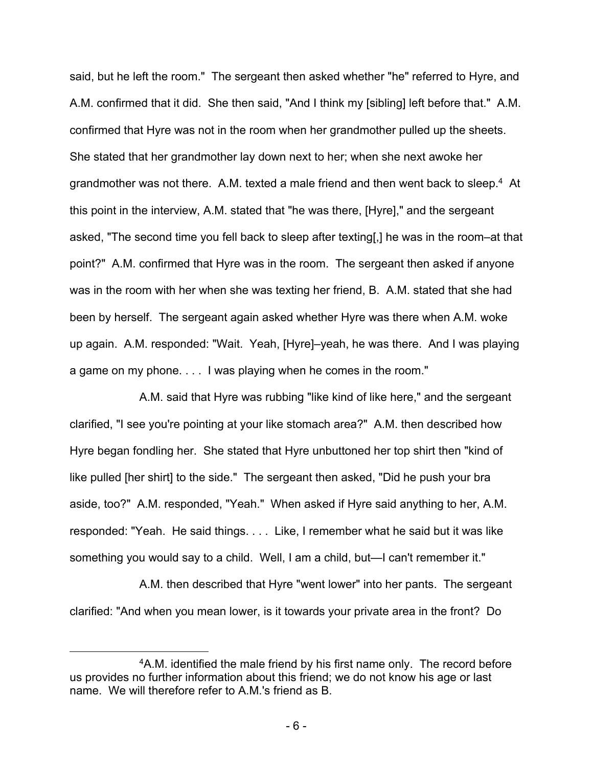said, but he left the room." The sergeant then asked whether "he" referred to Hyre, and A.M. confirmed that it did. She then said, "And I think my [sibling] left before that." A.M. confirmed that Hyre was not in the room when her grandmother pulled up the sheets. She stated that her grandmother lay down next to her; when she next awoke her grandmother was not there. A.M. texted a male friend and then went back to sleep.[4] At this point in the interview, A.M. stated that "he was there, [Hyre]," and the sergeant asked, "The second time you fell back to sleep after texting[,] he was in the room–at that point?" A.M. confirmed that Hyre was in the room. The sergeant then asked if anyone was in the room with her when she was texting her friend, B. A.M. stated that she had been by herself. The sergeant again asked whether Hyre was there when A.M. woke up again. A.M. responded: "Wait. Yeah, [Hyre]–yeah, he was there. And I was playing a game on my phone. . . . I was playing when he comes in the room."

A.M. said that Hyre was rubbing "like kind of like here," and the sergeant clarified, "I see you're pointing at your like stomach area?" A.M. then described how Hyre began fondling her. She stated that Hyre unbuttoned her top shirt then "kind of like pulled [her shirt] to the side." The sergeant then asked, "Did he push your bra aside, too?" A.M. responded, "Yeah." When asked if Hyre said anything to her, A.M. responded: "Yeah. He said things. . . . Like, I remember what he said but it was like something you would say to a child. Well, I am a child, but—I can't remember it."

A.M. then described that Hyre "went lower" into her pants. The sergeant clarified: "And when you mean lower, is it towards your private area in the front? Do

---

[4]A.M. identified the male friend by his first name only. The record before us provides no further information about this friend; we do not know his age or last name. We will therefore refer to A.M.'s friend as B.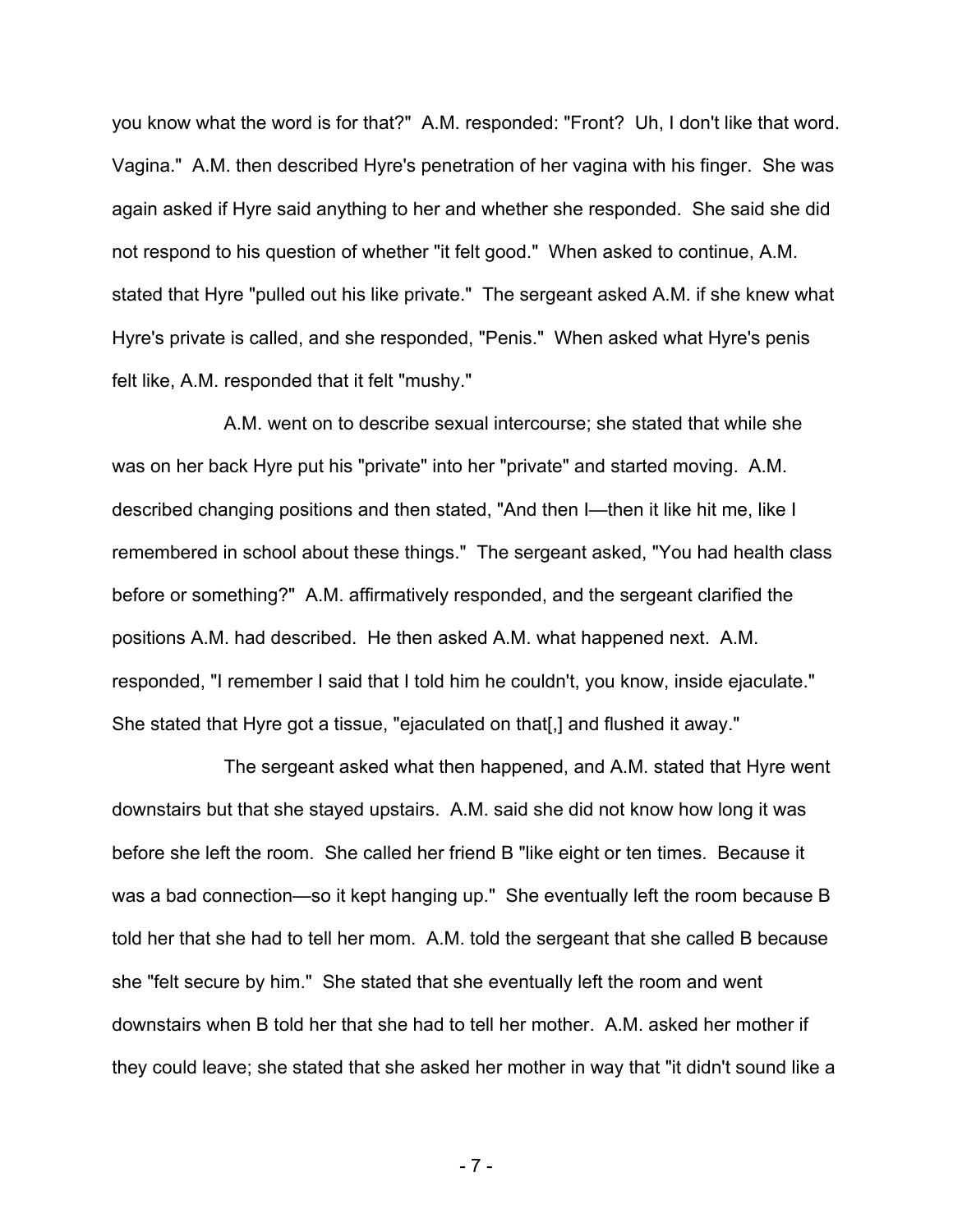you know what the word is for that?" A.M. responded: "Front? Uh, I don't like that word. Vagina." A.M. then described Hyre's penetration of her vagina with his finger. She was again asked if Hyre said anything to her and whether she responded. She said she did not respond to his question of whether "it felt good." When asked to continue, A.M. stated that Hyre "pulled out his like private." The sergeant asked A.M. if she knew what Hyre's private is called, and she responded, "Penis." When asked what Hyre's penis felt like, A.M. responded that it felt "mushy."

A.M. went on to describe sexual intercourse; she stated that while she was on her back Hyre put his "private" into her "private" and started moving. A.M. described changing positions and then stated, "And then I—then it like hit me, like I remembered in school about these things." The sergeant asked, "You had health class before or something?" A.M. affirmatively responded, and the sergeant clarified the positions A.M. had described. He then asked A.M. what happened next. A.M. responded, "I remember I said that I told him he couldn't, you know, inside ejaculate." She stated that Hyre got a tissue, "ejaculated on that[,] and flushed it away."

The sergeant asked what then happened, and A.M. stated that Hyre went downstairs but that she stayed upstairs. A.M. said she did not know how long it was before she left the room. She called her friend B "like eight or ten times. Because it was a bad connection—so it kept hanging up." She eventually left the room because B told her that she had to tell her mom. A.M. told the sergeant that she called B because she "felt secure by him." She stated that she eventually left the room and went downstairs when B told her that she had to tell her mother. A.M. asked her mother if they could leave; she stated that she asked her mother in way that "it didn't sound like a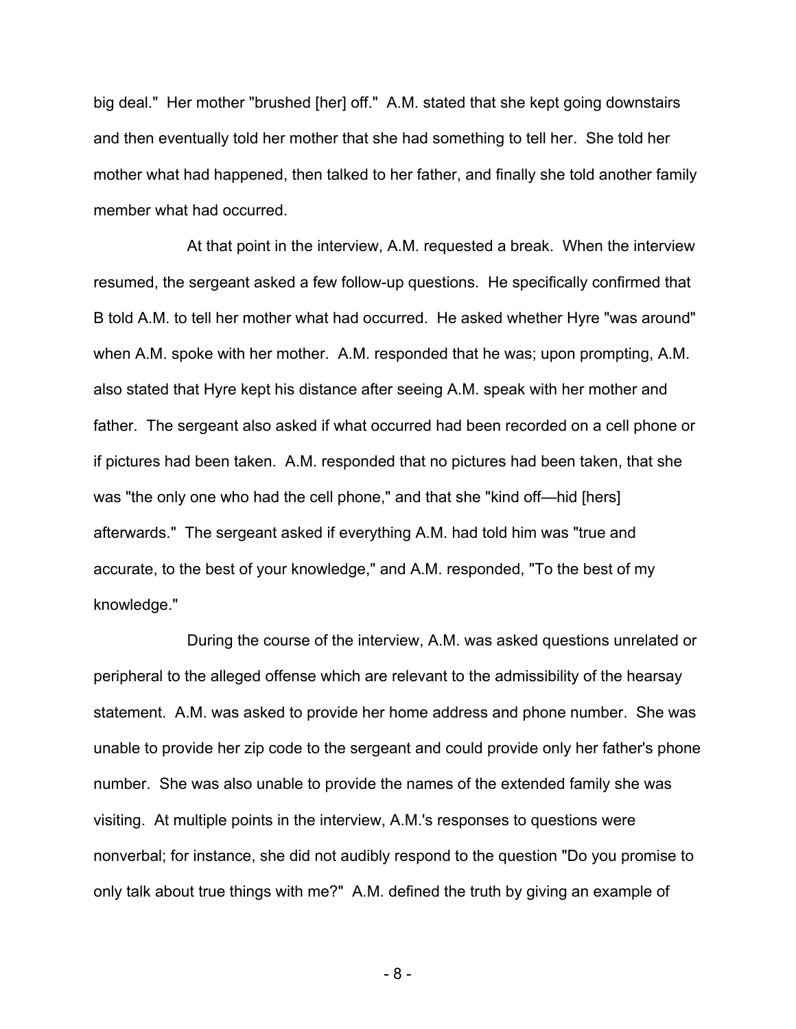big deal." Her mother "brushed [her] off." A.M. stated that she kept going downstairs and then eventually told her mother that she had something to tell her. She told her mother what had happened, then talked to her father, and finally she told another family member what had occurred.

At that point in the interview, A.M. requested a break. When the interview resumed, the sergeant asked a few follow-up questions. He specifically confirmed that B told A.M. to tell her mother what had occurred. He asked whether Hyre "was around" when A.M. spoke with her mother. A.M. responded that he was; upon prompting, A.M. also stated that Hyre kept his distance after seeing A.M. speak with her mother and father. The sergeant also asked if what occurred had been recorded on a cell phone or if pictures had been taken. A.M. responded that no pictures had been taken, that she was "the only one who had the cell phone," and that she "kind off—hid [hers] afterwards." The sergeant asked if everything A.M. had told him was "true and accurate, to the best of your knowledge," and A.M. responded, "To the best of my knowledge."

During the course of the interview, A.M. was asked questions unrelated or peripheral to the alleged offense which are relevant to the admissibility of the hearsay statement. A.M. was asked to provide her home address and phone number. She was unable to provide her zip code to the sergeant and could provide only her father's phone number. She was also unable to provide the names of the extended family she was visiting. At multiple points in the interview, A.M.'s responses to questions were nonverbal; for instance, she did not audibly respond to the question "Do you promise to only talk about true things with me?" A.M. defined the truth by giving an example of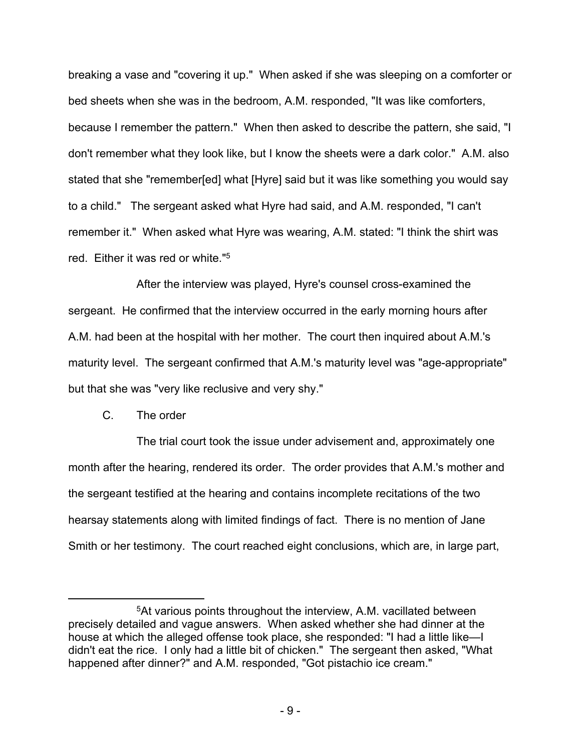breaking a vase and "covering it up." When asked if she was sleeping on a comforter or bed sheets when she was in the bedroom, A.M. responded, "It was like comforters, because I remember the pattern." When then asked to describe the pattern, she said, "I don't remember what they look like, but I know the sheets were a dark color." A.M. also stated that she "remember[ed] what [Hyre] said but it was like something you would say to a child." The sergeant asked what Hyre had said, and A.M. responded, "I can't remember it." When asked what Hyre was wearing, A.M. stated: "I think the shirt was red. Either it was red or white."[5]

After the interview was played, Hyre's counsel cross-examined the sergeant. He confirmed that the interview occurred in the early morning hours after A.M. had been at the hospital with her mother. The court then inquired about A.M.'s maturity level. The sergeant confirmed that A.M.'s maturity level was "age-appropriate" but that she was "very like reclusive and very shy."

C. The order

The trial court took the issue under advisement and, approximately one month after the hearing, rendered its order. The order provides that A.M.'s mother and the sergeant testified at the hearing and contains incomplete recitations of the two hearsay statements along with limited findings of fact. There is no mention of Jane Smith or her testimony. The court reached eight conclusions, which are, in large part,

[5] At various points throughout the interview, A.M. vacillated between precisely detailed and vague answers. When asked whether she had dinner at the house at which the alleged offense took place, she responded: "I had a little like—I didn't eat the rice. I only had a little bit of chicken." The sergeant then asked, "What happened after dinner?" and A.M. responded, "Got pistachio ice cream."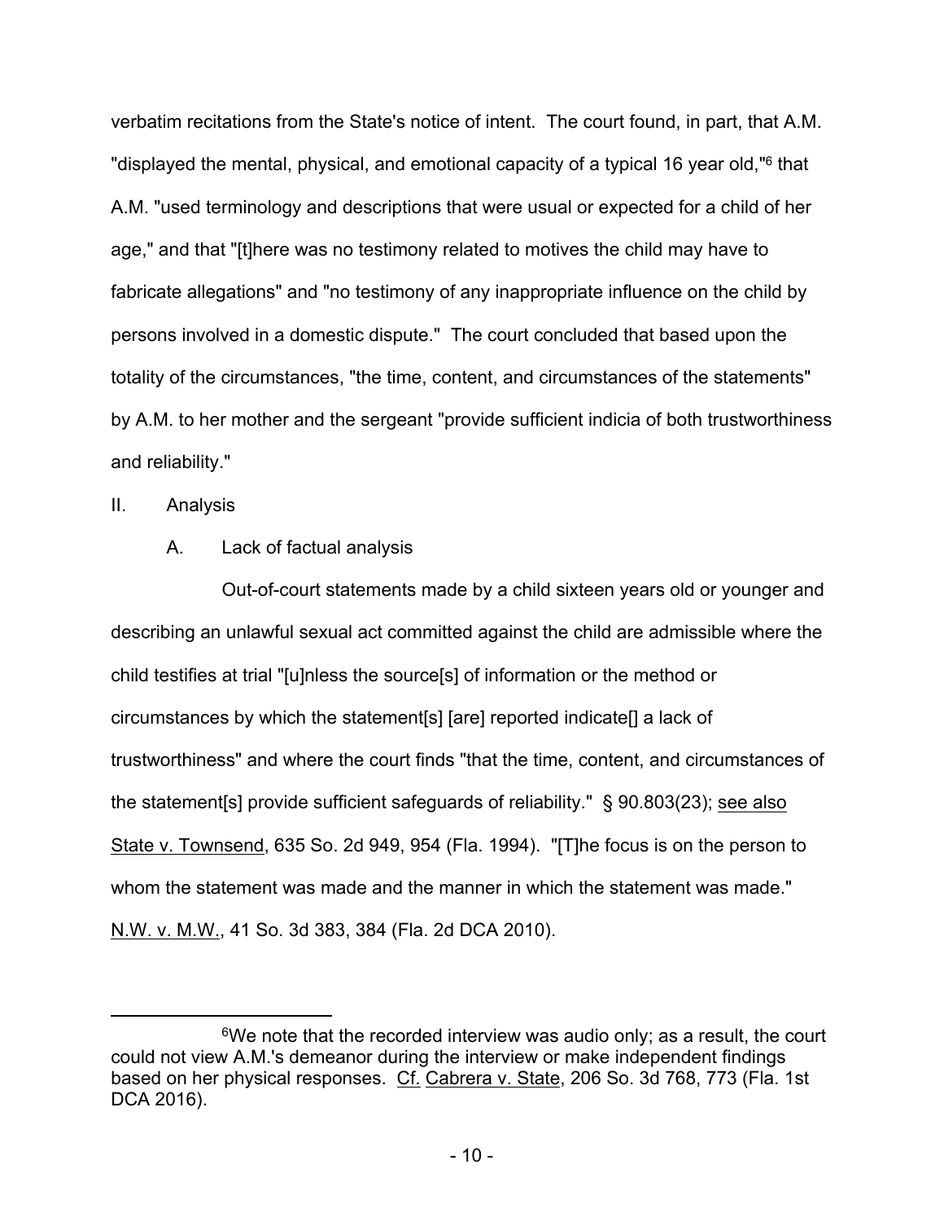verbatim recitations from the State's notice of intent. The court found, in part, that A.M. "displayed the mental, physical, and emotional capacity of a typical 16 year old,"[6] that A.M. "used terminology and descriptions that were usual or expected for a child of her age," and that "[t]here was no testimony related to motives the child may have to fabricate allegations" and "no testimony of any inappropriate influence on the child by persons involved in a domestic dispute." The court concluded that based upon the totality of the circumstances, "the time, content, and circumstances of the statements" by A.M. to her mother and the sergeant "provide sufficient indicia of both trustworthiness and reliability."

## II. Analysis

### A. Lack of factual analysis

Out-of-court statements made by a child sixteen years old or younger and describing an unlawful sexual act committed against the child are admissible where the child testifies at trial "[u]nless the source[s] of information or the method or circumstances by which the statement[s] [are] reported indicate[] a lack of trustworthiness" and where the court finds "that the time, content, and circumstances of the statement[s] provide sufficient safeguards of reliability." § 90.803(23); see also State v. Townsend, 635 So. 2d 949, 954 (Fla. 1994). "[T]he focus is on the person to whom the statement was made and the manner in which the statement was made." N.W. v. M.W., 41 So. 3d 383, 384 (Fla. 2d DCA 2010).

---

[6] We note that the recorded interview was audio only; as a result, the court could not view A.M.'s demeanor during the interview or make independent findings based on her physical responses. Cf. Cabrera v. State, 206 So. 3d 768, 773 (Fla. 1st DCA 2016).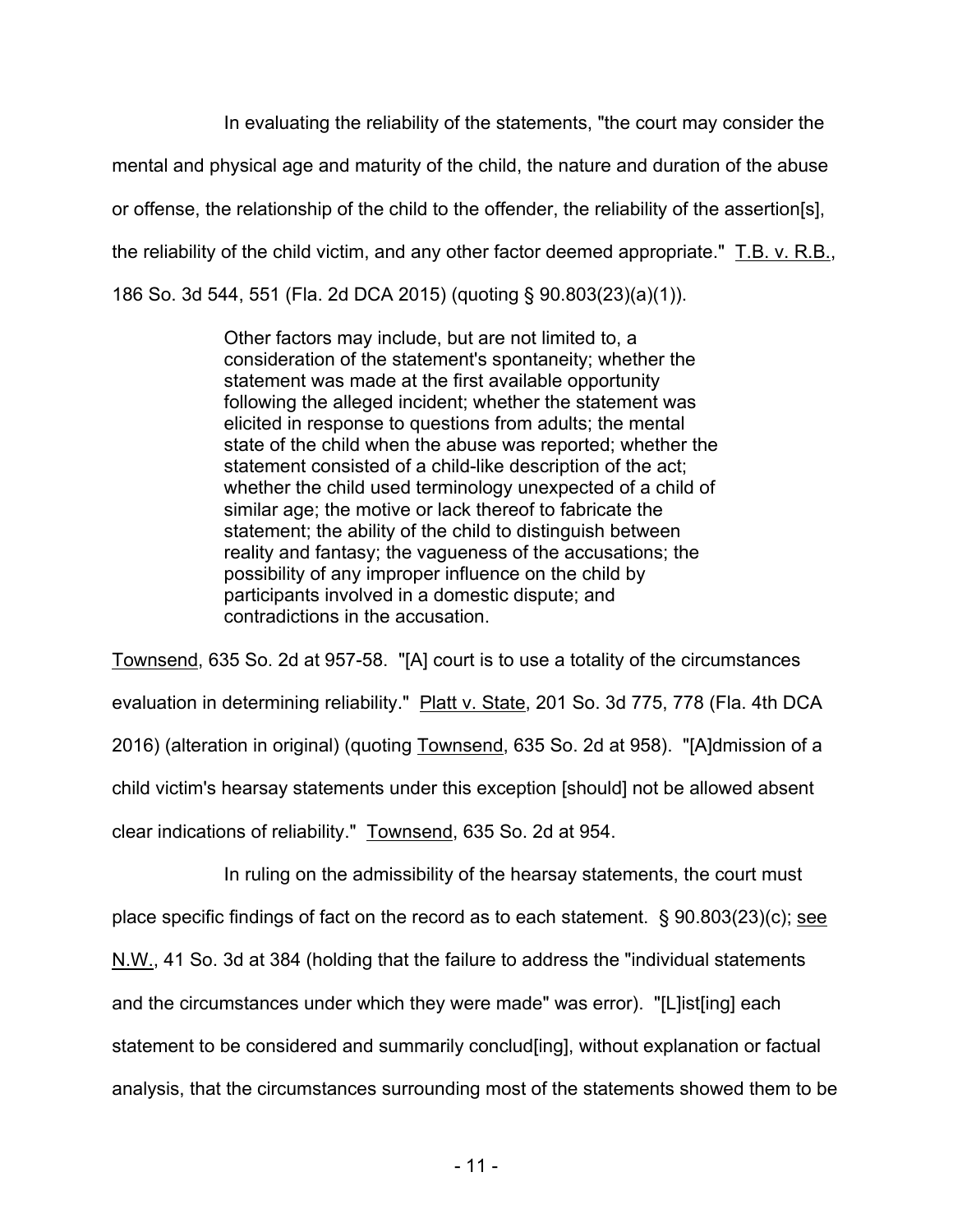In evaluating the reliability of the statements, "the court may consider the mental and physical age and maturity of the child, the nature and duration of the abuse or offense, the relationship of the child to the offender, the reliability of the assertion[s], the reliability of the child victim, and any other factor deemed appropriate." T.B. v. R.B., 186 So. 3d 544, 551 (Fla. 2d DCA 2015) (quoting § 90.803(23)(a)(1)).

> Other factors may include, but are not limited to, a consideration of the statement's spontaneity; whether the statement was made at the first available opportunity following the alleged incident; whether the statement was elicited in response to questions from adults; the mental state of the child when the abuse was reported; whether the statement consisted of a child-like description of the act; whether the child used terminology unexpected of a child of similar age; the motive or lack thereof to fabricate the statement; the ability of the child to distinguish between reality and fantasy; the vagueness of the accusations; the possibility of any improper influence on the child by participants involved in a domestic dispute; and contradictions in the accusation.

Townsend, 635 So. 2d at 957-58. "[A] court is to use a totality of the circumstances evaluation in determining reliability." Platt v. State, 201 So. 3d 775, 778 (Fla. 4th DCA 2016) (alteration in original) (quoting Townsend, 635 So. 2d at 958). "[A]dmission of a child victim's hearsay statements under this exception [should] not be allowed absent clear indications of reliability." Townsend, 635 So. 2d at 954.

In ruling on the admissibility of the hearsay statements, the court must place specific findings of fact on the record as to each statement. § 90.803(23)(c); see N.W., 41 So. 3d at 384 (holding that the failure to address the "individual statements and the circumstances under which they were made" was error). "[L]ist[ing] each statement to be considered and summarily conclud[ing], without explanation or factual analysis, that the circumstances surrounding most of the statements showed them to be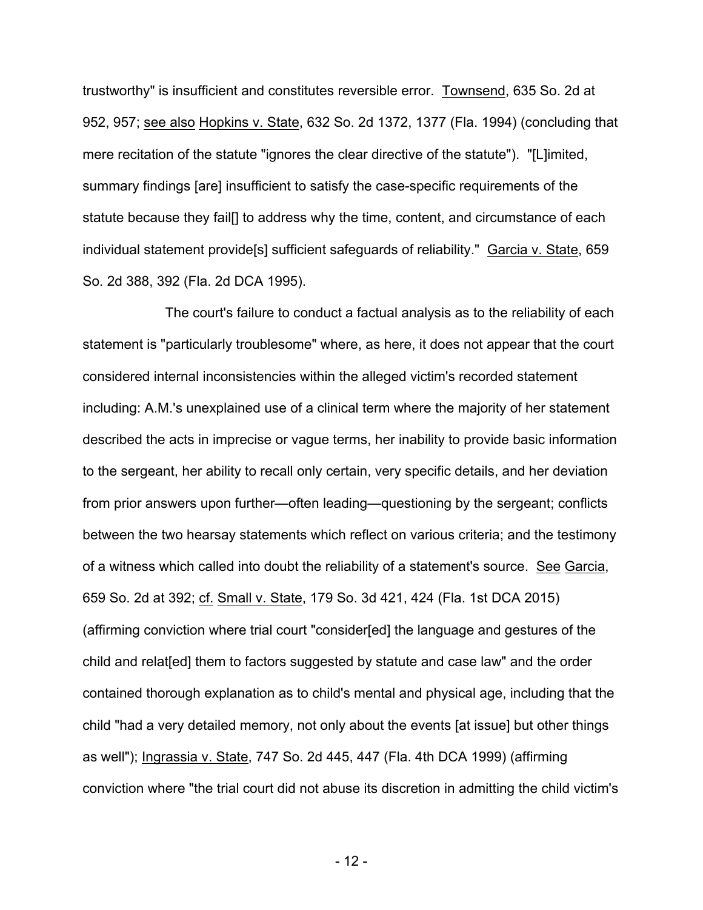trustworthy" is insufficient and constitutes reversible error. Townsend, 635 So. 2d at 952, 957; see also Hopkins v. State, 632 So. 2d 1372, 1377 (Fla. 1994) (concluding that mere recitation of the statute "ignores the clear directive of the statute"). "[L]imited, summary findings [are] insufficient to satisfy the case-specific requirements of the statute because they fail[] to address why the time, content, and circumstance of each individual statement provide[s] sufficient safeguards of reliability." Garcia v. State, 659 So. 2d 388, 392 (Fla. 2d DCA 1995).

The court's failure to conduct a factual analysis as to the reliability of each statement is "particularly troublesome" where, as here, it does not appear that the court considered internal inconsistencies within the alleged victim's recorded statement including: A.M.'s unexplained use of a clinical term where the majority of her statement described the acts in imprecise or vague terms, her inability to provide basic information to the sergeant, her ability to recall only certain, very specific details, and her deviation from prior answers upon further—often leading—questioning by the sergeant; conflicts between the two hearsay statements which reflect on various criteria; and the testimony of a witness which called into doubt the reliability of a statement's source. See Garcia, 659 So. 2d at 392; cf. Small v. State, 179 So. 3d 421, 424 (Fla. 1st DCA 2015) (affirming conviction where trial court "consider[ed] the language and gestures of the child and relat[ed] them to factors suggested by statute and case law" and the order contained thorough explanation as to child's mental and physical age, including that the child "had a very detailed memory, not only about the events [at issue] but other things as well"); Ingrassia v. State, 747 So. 2d 445, 447 (Fla. 4th DCA 1999) (affirming conviction where "the trial court did not abuse its discretion in admitting the child victim's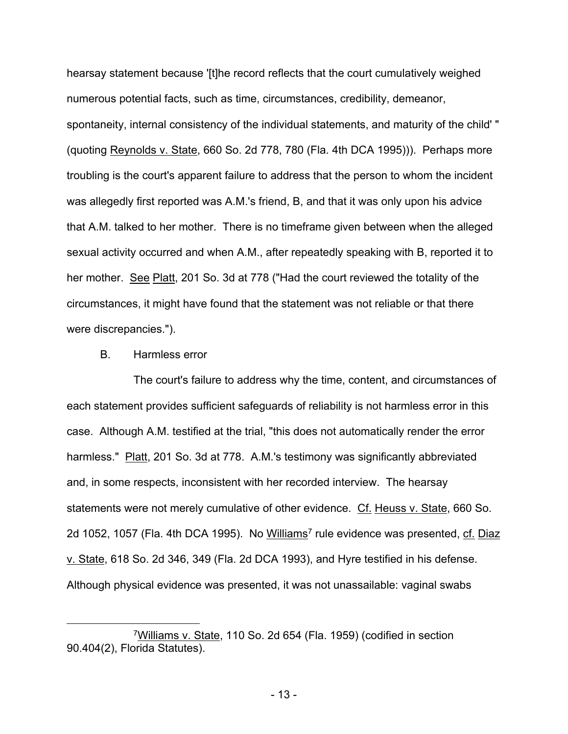hearsay statement because '[t]he record reflects that the court cumulatively weighed numerous potential facts, such as time, circumstances, credibility, demeanor, spontaneity, internal consistency of the individual statements, and maturity of the child' " (quoting Reynolds v. State, 660 So. 2d 778, 780 (Fla. 4th DCA 1995))). Perhaps more troubling is the court's apparent failure to address that the person to whom the incident was allegedly first reported was A.M.'s friend, B, and that it was only upon his advice that A.M. talked to her mother. There is no timeframe given between when the alleged sexual activity occurred and when A.M., after repeatedly speaking with B, reported it to her mother. See Platt, 201 So. 3d at 778 ("Had the court reviewed the totality of the circumstances, it might have found that the statement was not reliable or that there were discrepancies.").

B. Harmless error

The court's failure to address why the time, content, and circumstances of each statement provides sufficient safeguards of reliability is not harmless error in this case. Although A.M. testified at the trial, "this does not automatically render the error harmless." Platt, 201 So. 3d at 778. A.M.'s testimony was significantly abbreviated and, in some respects, inconsistent with her recorded interview. The hearsay statements were not merely cumulative of other evidence. Cf. Heuss v. State, 660 So. 2d 1052, 1057 (Fla. 4th DCA 1995). No Williams[7] rule evidence was presented, cf. Diaz v. State, 618 So. 2d 346, 349 (Fla. 2d DCA 1993), and Hyre testified in his defense. Although physical evidence was presented, it was not unassailable: vaginal swabs

[7] Williams v. State, 110 So. 2d 654 (Fla. 1959) (codified in section 90.404(2), Florida Statutes).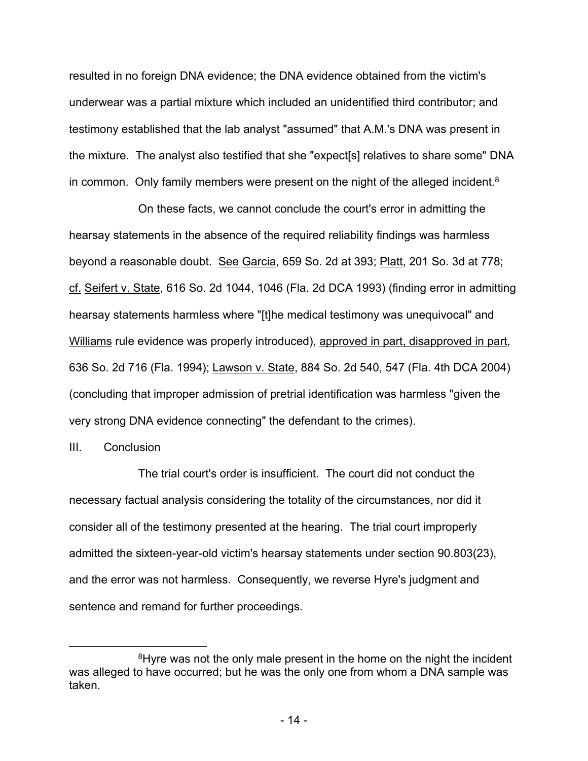resulted in no foreign DNA evidence; the DNA evidence obtained from the victim's underwear was a partial mixture which included an unidentified third contributor; and testimony established that the lab analyst "assumed" that A.M.'s DNA was present in the mixture. The analyst also testified that she "expect[s] relatives to share some" DNA in common. Only family members were present on the night of the alleged incident.[8]

On these facts, we cannot conclude the court's error in admitting the hearsay statements in the absence of the required reliability findings was harmless beyond a reasonable doubt. See Garcia, 659 So. 2d at 393; Platt, 201 So. 3d at 778; cf. Seifert v. State, 616 So. 2d 1044, 1046 (Fla. 2d DCA 1993) (finding error in admitting hearsay statements harmless where "[t]he medical testimony was unequivocal" and Williams rule evidence was properly introduced), approved in part, disapproved in part, 636 So. 2d 716 (Fla. 1994); Lawson v. State, 884 So. 2d 540, 547 (Fla. 4th DCA 2004) (concluding that improper admission of pretrial identification was harmless "given the very strong DNA evidence connecting" the defendant to the crimes).

## III. Conclusion

The trial court's order is insufficient. The court did not conduct the necessary factual analysis considering the totality of the circumstances, nor did it consider all of the testimony presented at the hearing. The trial court improperly admitted the sixteen-year-old victim's hearsay statements under section 90.803(23), and the error was not harmless. Consequently, we reverse Hyre's judgment and sentence and remand for further proceedings.

---

[8]Hyre was not the only male present in the home on the night the incident was alleged to have occurred; but he was the only one from whom a DNA sample was taken.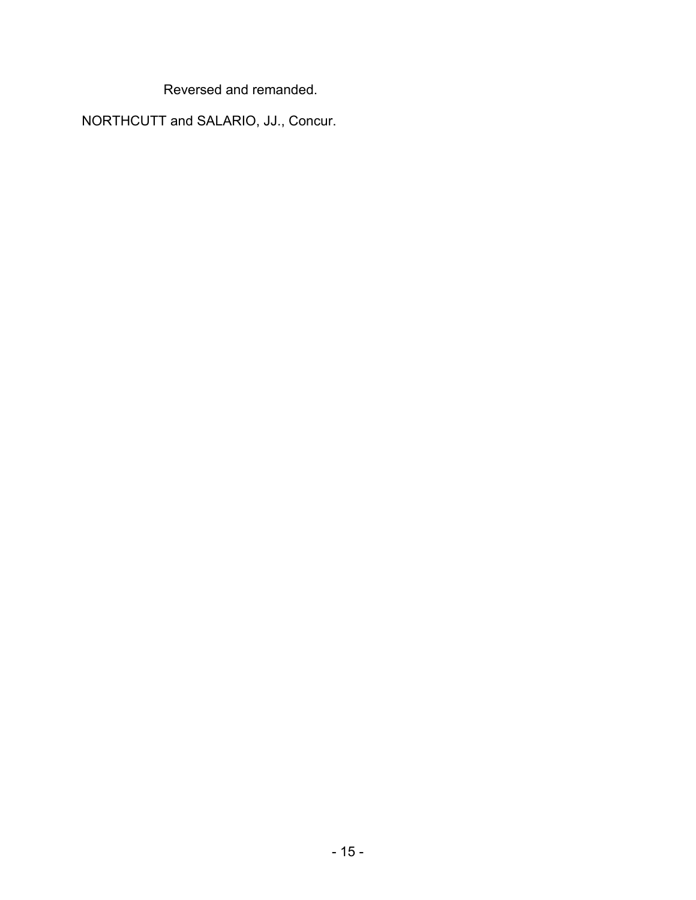Reversed and remanded.

NORTHCUTT and SALARIO, JJ., Concur.